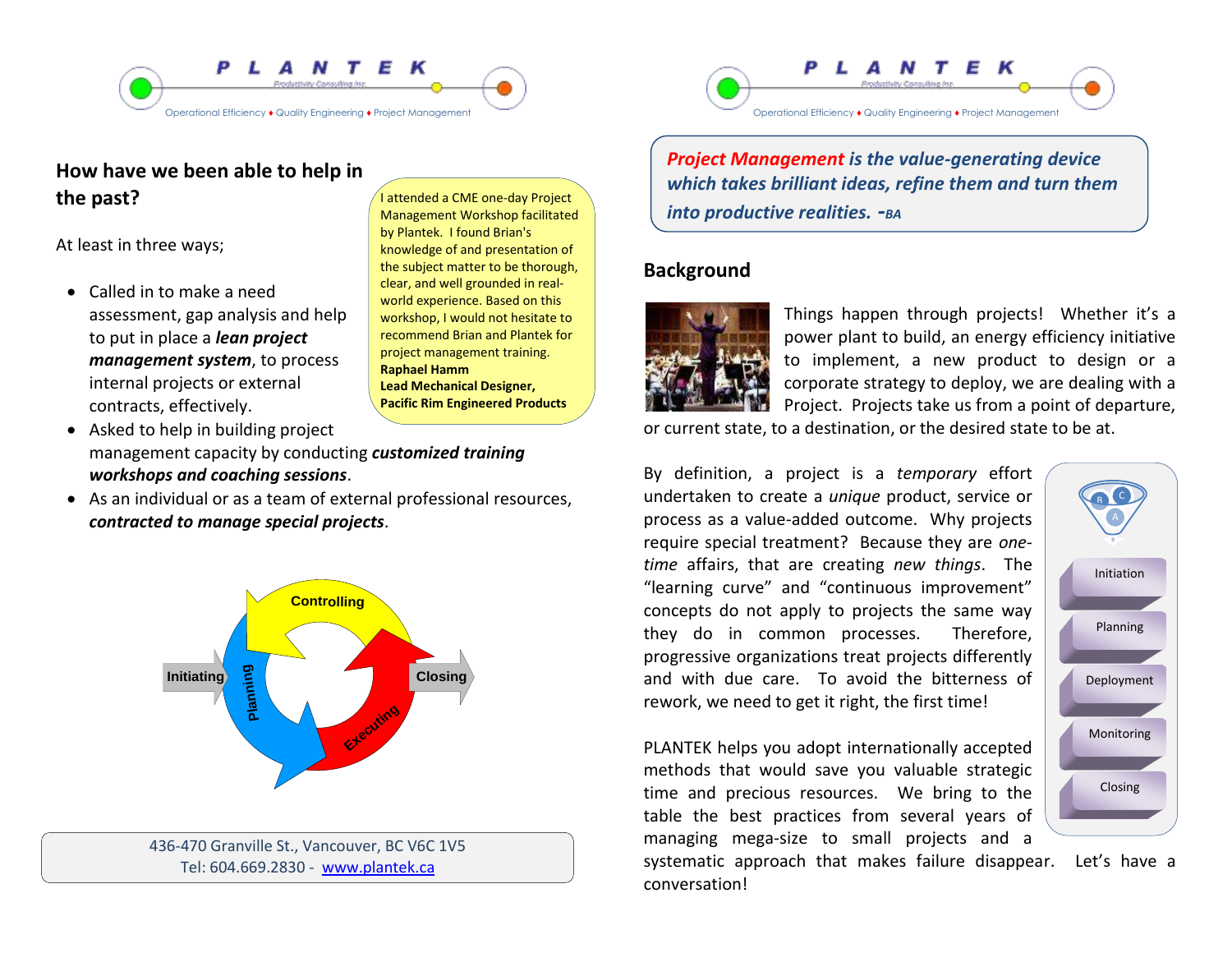# PLANTEK

Productivity Consulting Inc.

Operational Efficiency ♦ Quality Engineering ♦ Project Management

## How have we been able to help in the past?

At least in three ways;

- Called in to make a need assessment, gap analysis and help to put in place a ***lean project management system***, to process internal projects or external contracts, effectively.
- Asked to help in building project management capacity by conducting ***customized training workshops and coaching sessions***.
- As an individual or as a team of external professional resources, ***contracted to manage special projects***.

> I attended a CME one-day Project Management Workshop facilitated by Plantek. I found Brian's knowledge of and presentation of the subject matter to be thorough, clear, and well grounded in real-world experience. Based on this workshop, I would not hesitate to recommend Brian and Plantek for project management training.
> **Raphael Hamm**
> **Lead Mechanical Designer,**
> **Pacific Rim Engineered Products**

Initiating → Planning → Executing → Controlling → Closing

436-470 Granville St., Vancouver, BC V6C 1V5
Tel: 604.669.2830 - [www.plantek.ca](http://www.plantek.ca)

# PLANTEK

Productivity Consulting Inc.

Operational Efficiency ♦ Quality Engineering ♦ Project Management

***Project Management is the value-generating device which takes brilliant ideas, refine them and turn them into productive realities. -BA***

## Background

Things happen through projects! Whether it's a power plant to build, an energy efficiency initiative to implement, a new product to design or a corporate strategy to deploy, we are dealing with a Project. Projects take us from a point of departure, or current state, to a destination, or the desired state to be at.

By definition, a project is a *temporary* effort undertaken to create a *unique* product, service or process as a value-added outcome. Why projects require special treatment? Because they are *one-time* affairs, that are creating *new things*. The "learning curve" and "continuous improvement" concepts do not apply to projects the same way they do in common processes. Therefore, progressive organizations treat projects differently and with due care. To avoid the bitterness of rework, we need to get it right, the first time!

PLANTEK helps you adopt internationally accepted methods that would save you valuable strategic time and precious resources. We bring to the table the best practices from several years of managing mega-size to small projects and a systematic approach that makes failure disappear. Let's have a conversation!

- Initiation
- Planning
- Deployment
- Monitoring
- Closing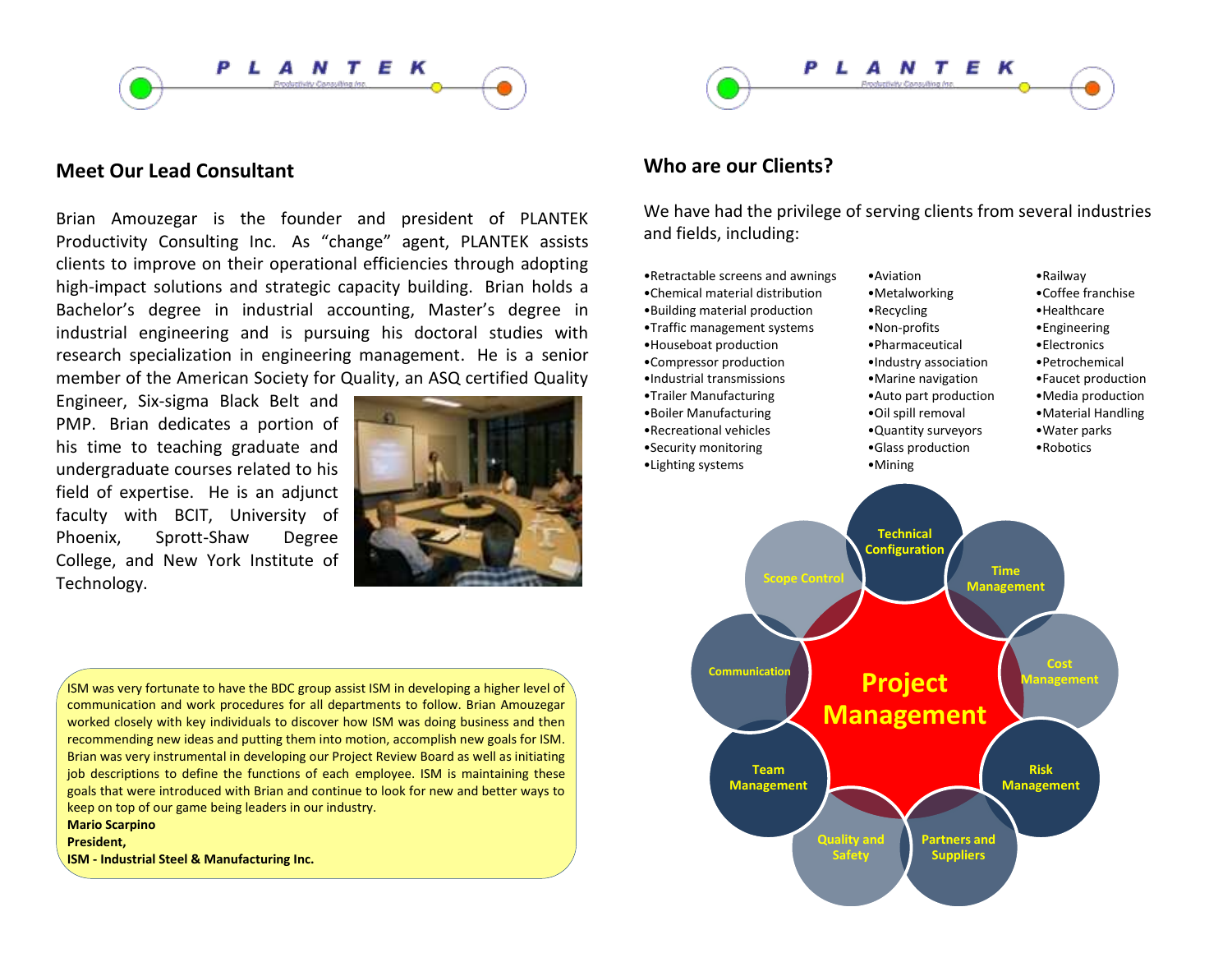## Meet Our Lead Consultant

Brian Amouzegar is the founder and president of PLANTEK Productivity Consulting Inc. As "change" agent, PLANTEK assists clients to improve on their operational efficiencies through adopting high-impact solutions and strategic capacity building. Brian holds a Bachelor's degree in industrial accounting, Master's degree in industrial engineering and is pursuing his doctoral studies with research specialization in engineering management. He is a senior member of the American Society for Quality, an ASQ certified Quality Engineer, Six-sigma Black Belt and PMP. Brian dedicates a portion of his time to teaching graduate and undergraduate courses related to his field of expertise. He is an adjunct faculty with BCIT, University of Phoenix, Sprott-Shaw Degree College, and New York Institute of Technology.

ISM was very fortunate to have the BDC group assist ISM in developing a higher level of communication and work procedures for all departments to follow. Brian Amouzegar worked closely with key individuals to discover how ISM was doing business and then recommending new ideas and putting them into motion, accomplish new goals for ISM. Brian was very instrumental in developing our Project Review Board as well as initiating job descriptions to define the functions of each employee. ISM is maintaining these goals that were introduced with Brian and continue to look for new and better ways to keep on top of our game being leaders in our industry.

**Mario Scarpino**
**President,**
**ISM - Industrial Steel & Manufacturing Inc.**

## Who are our Clients?

We have had the privilege of serving clients from several industries and fields, including:

- Retractable screens and awnings
- Chemical material distribution
- Building material production
- Traffic management systems
- Houseboat production
- Compressor production
- Industrial transmissions
- Trailer Manufacturing
- Boiler Manufacturing
- Recreational vehicles
- Security monitoring
- Lighting systems
- Aviation
- Metalworking
- Recycling
- Non-profits
- Pharmaceutical
- Industry association
- Marine navigation
- Auto part production
- Oil spill removal
- Quantity surveyors
- Glass production
- Mining
- Railway
- Coffee franchise
- Healthcare
- Engineering
- Electronics
- Petrochemical
- Faucet production
- Media production
- Material Handling
- Water parks
- Robotics

Project Management

Technical Configuration

Time Management

Cost Management

Risk Management

Partners and Suppliers

Quality and Safety

Team Management

Communication

Scope Control